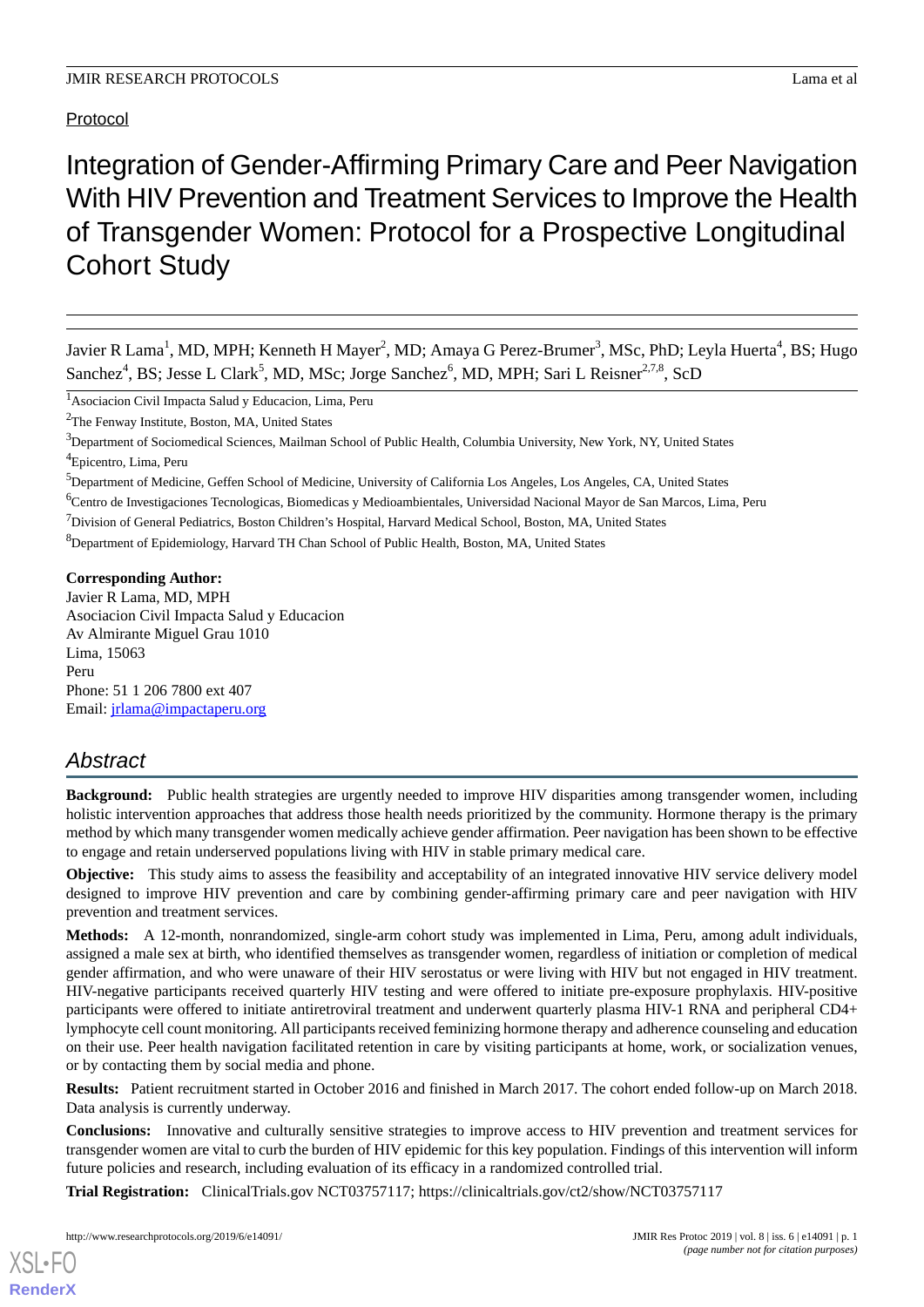Protocol

# Integration of Gender-Affirming Primary Care and Peer Navigation With HIV Prevention and Treatment Services to Improve the Health of Transgender Women: Protocol for a Prospective Longitudinal Cohort Study

Javier R Lama[1], MD, MPH; Kenneth H Mayer[2], MD; Amaya G Perez-Brumer[3], MSc, PhD; Leyla Huerta[4], BS; Hugo Sanchez[4], BS; Jesse L Clark[5], MD, MSc; Jorge Sanchez[6], MD, MPH; Sari L Reisner[2,7,8], ScD

[1]Asociacion Civil Impacta Salud y Educacion, Lima, Peru

[2]The Fenway Institute, Boston, MA, United States

[3]Department of Sociomedical Sciences, Mailman School of Public Health, Columbia University, New York, NY, United States

[4]Epicentro, Lima, Peru

[5]Department of Medicine, Geffen School of Medicine, University of California Los Angeles, Los Angeles, CA, United States

[6]Centro de Investigaciones Tecnologicas, Biomedicas y Medioambientales, Universidad Nacional Mayor de San Marcos, Lima, Peru

[7]Division of General Pediatrics, Boston Children's Hospital, Harvard Medical School, Boston, MA, United States

[8]Department of Epidemiology, Harvard TH Chan School of Public Health, Boston, MA, United States

**Corresponding Author:**
Javier R Lama, MD, MPH
Asociacion Civil Impacta Salud y Educacion
Av Almirante Miguel Grau 1010
Lima, 15063
Peru
Phone: 51 1 206 7800 ext 407
Email: jrlama@impactaperu.org

## Abstract

**Background:** Public health strategies are urgently needed to improve HIV disparities among transgender women, including holistic intervention approaches that address those health needs prioritized by the community. Hormone therapy is the primary method by which many transgender women medically achieve gender affirmation. Peer navigation has been shown to be effective to engage and retain underserved populations living with HIV in stable primary medical care.

**Objective:** This study aims to assess the feasibility and acceptability of an integrated innovative HIV service delivery model designed to improve HIV prevention and care by combining gender-affirming primary care and peer navigation with HIV prevention and treatment services.

**Methods:** A 12-month, nonrandomized, single-arm cohort study was implemented in Lima, Peru, among adult individuals, assigned a male sex at birth, who identified themselves as transgender women, regardless of initiation or completion of medical gender affirmation, and who were unaware of their HIV serostatus or were living with HIV but not engaged in HIV treatment. HIV-negative participants received quarterly HIV testing and were offered to initiate pre-exposure prophylaxis. HIV-positive participants were offered to initiate antiretroviral treatment and underwent quarterly plasma HIV-1 RNA and peripheral CD4+ lymphocyte cell count monitoring. All participants received feminizing hormone therapy and adherence counseling and education on their use. Peer health navigation facilitated retention in care by visiting participants at home, work, or socialization venues, or by contacting them by social media and phone.

**Results:** Patient recruitment started in October 2016 and finished in March 2017. The cohort ended follow-up on March 2018. Data analysis is currently underway.

**Conclusions:** Innovative and culturally sensitive strategies to improve access to HIV prevention and treatment services for transgender women are vital to curb the burden of HIV epidemic for this key population. Findings of this intervention will inform future policies and research, including evaluation of its efficacy in a randomized controlled trial.

**Trial Registration:** ClinicalTrials.gov NCT03757117; https://clinicaltrials.gov/ct2/show/NCT03757117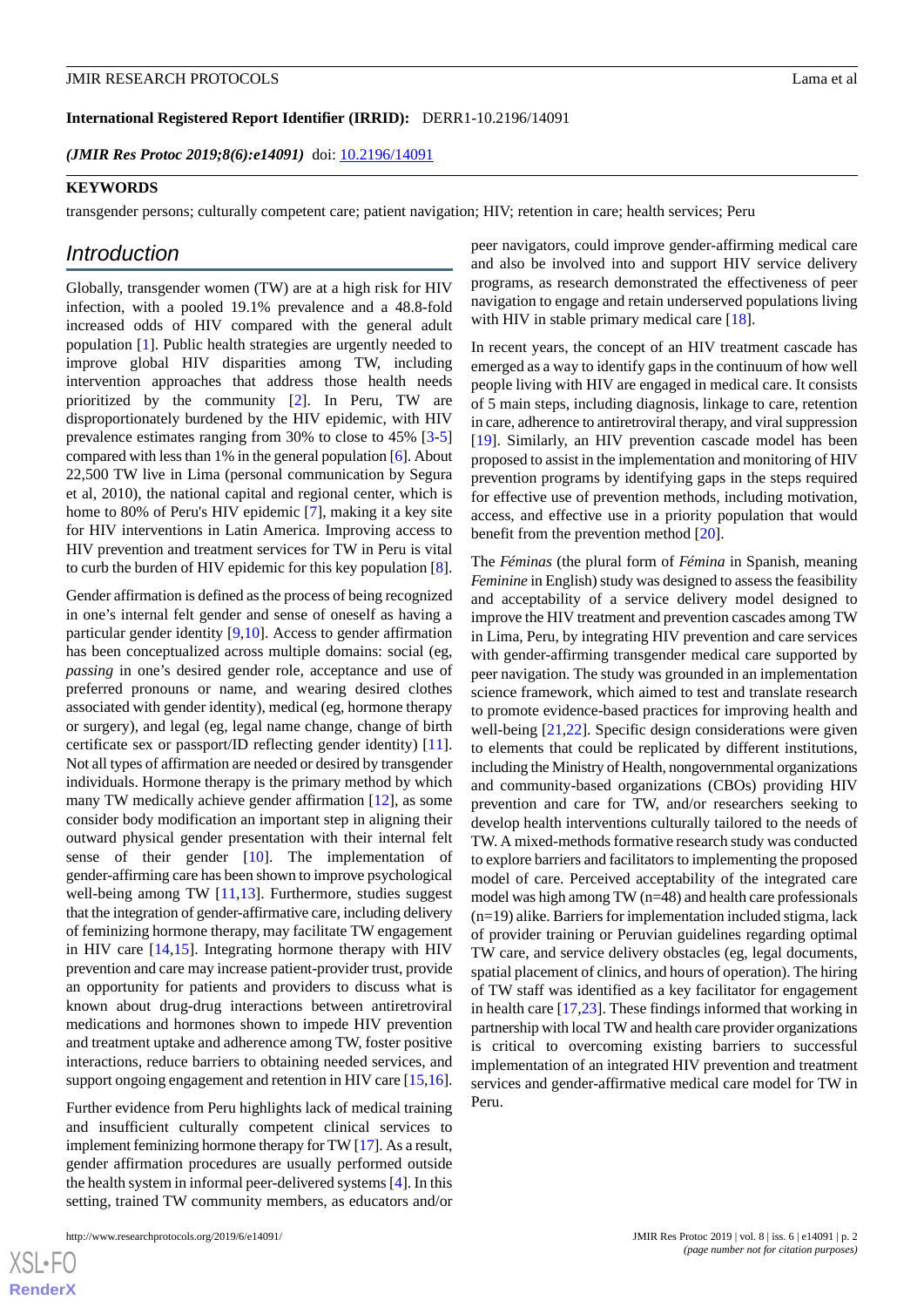**International Registered Report Identifier (IRRID):** DERR1-10.2196/14091

*(JMIR Res Protoc 2019;8(6):e14091)* doi: 10.2196/14091

**KEYWORDS**

transgender persons; culturally competent care; patient navigation; HIV; retention in care; health services; Peru

## Introduction

Globally, transgender women (TW) are at a high risk for HIV infection, with a pooled 19.1% prevalence and a 48.8-fold increased odds of HIV compared with the general adult population [1]. Public health strategies are urgently needed to improve global HIV disparities among TW, including intervention approaches that address those health needs prioritized by the community [2]. In Peru, TW are disproportionately burdened by the HIV epidemic, with HIV prevalence estimates ranging from 30% to close to 45% [3-5] compared with less than 1% in the general population [6]. About 22,500 TW live in Lima (personal communication by Segura et al, 2010), the national capital and regional center, which is home to 80% of Peru's HIV epidemic [7], making it a key site for HIV interventions in Latin America. Improving access to HIV prevention and treatment services for TW in Peru is vital to curb the burden of HIV epidemic for this key population [8].

Gender affirmation is defined as the process of being recognized in one's internal felt gender and sense of oneself as having a particular gender identity [9,10]. Access to gender affirmation has been conceptualized across multiple domains: social (eg, *passing* in one's desired gender role, acceptance and use of preferred pronouns or name, and wearing desired clothes associated with gender identity), medical (eg, hormone therapy or surgery), and legal (eg, legal name change, change of birth certificate sex or passport/ID reflecting gender identity) [11]. Not all types of affirmation are needed or desired by transgender individuals. Hormone therapy is the primary method by which many TW medically achieve gender affirmation [12], as some consider body modification an important step in aligning their outward physical gender presentation with their internal felt sense of their gender [10]. The implementation of gender-affirming care has been shown to improve psychological well-being among TW [11,13]. Furthermore, studies suggest that the integration of gender-affirmative care, including delivery of feminizing hormone therapy, may facilitate TW engagement in HIV care [14,15]. Integrating hormone therapy with HIV prevention and care may increase patient-provider trust, provide an opportunity for patients and providers to discuss what is known about drug-drug interactions between antiretroviral medications and hormones shown to impede HIV prevention and treatment uptake and adherence among TW, foster positive interactions, reduce barriers to obtaining needed services, and support ongoing engagement and retention in HIV care [15,16].

Further evidence from Peru highlights lack of medical training and insufficient culturally competent clinical services to implement feminizing hormone therapy for TW [17]. As a result, gender affirmation procedures are usually performed outside the health system in informal peer-delivered systems [4]. In this setting, trained TW community members, as educators and/or peer navigators, could improve gender-affirming medical care and also be involved into and support HIV service delivery programs, as research demonstrated the effectiveness of peer navigation to engage and retain underserved populations living with HIV in stable primary medical care [18].

In recent years, the concept of an HIV treatment cascade has emerged as a way to identify gaps in the continuum of how well people living with HIV are engaged in medical care. It consists of 5 main steps, including diagnosis, linkage to care, retention in care, adherence to antiretroviral therapy, and viral suppression [19]. Similarly, an HIV prevention cascade model has been proposed to assist in the implementation and monitoring of HIV prevention programs by identifying gaps in the steps required for effective use of prevention methods, including motivation, access, and effective use in a priority population that would benefit from the prevention method [20].

The *Féminas* (the plural form of *Fémina* in Spanish, meaning *Feminine* in English) study was designed to assess the feasibility and acceptability of a service delivery model designed to improve the HIV treatment and prevention cascades among TW in Lima, Peru, by integrating HIV prevention and care services with gender-affirming transgender medical care supported by peer navigation. The study was grounded in an implementation science framework, which aimed to test and translate research to promote evidence-based practices for improving health and well-being [21,22]. Specific design considerations were given to elements that could be replicated by different institutions, including the Ministry of Health, nongovernmental organizations and community-based organizations (CBOs) providing HIV prevention and care for TW, and/or researchers seeking to develop health interventions culturally tailored to the needs of TW. A mixed-methods formative research study was conducted to explore barriers and facilitators to implementing the proposed model of care. Perceived acceptability of the integrated care model was high among TW (n=48) and health care professionals (n=19) alike. Barriers for implementation included stigma, lack of provider training or Peruvian guidelines regarding optimal TW care, and service delivery obstacles (eg, legal documents, spatial placement of clinics, and hours of operation). The hiring of TW staff was identified as a key facilitator for engagement in health care [17,23]. These findings informed that working in partnership with local TW and health care provider organizations is critical to overcoming existing barriers to successful implementation of an integrated HIV prevention and treatment services and gender-affirmative medical care model for TW in Peru.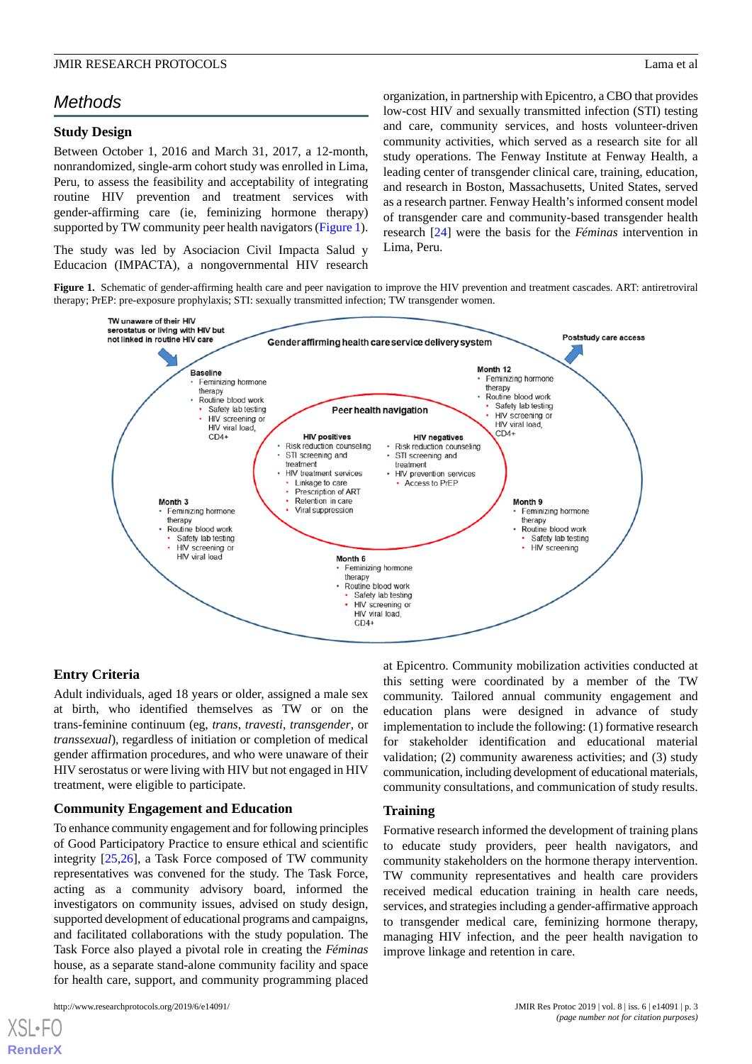## Methods

### Study Design

Between October 1, 2016 and March 31, 2017, a 12-month, nonrandomized, single-arm cohort study was enrolled in Lima, Peru, to assess the feasibility and acceptability of integrating routine HIV prevention and treatment services with gender-affirming care (ie, feminizing hormone therapy) supported by TW community peer health navigators (Figure 1).

The study was led by Asociacion Civil Impacta Salud y Educacion (IMPACTA), a nongovernmental HIV research organization, in partnership with Epicentro, a CBO that provides low-cost HIV and sexually transmitted infection (STI) testing and care, community services, and hosts volunteer-driven community activities, which served as a research site for all study operations. The Fenway Institute at Fenway Health, a leading center of transgender clinical care, training, education, and research in Boston, Massachusetts, United States, served as a research partner. Fenway Health's informed consent model of transgender care and community-based transgender health research [24] were the basis for the *Féminas* intervention in Lima, Peru.

**Figure 1.** Schematic of gender-affirming health care and peer navigation to improve the HIV prevention and treatment cascades. ART: antiretroviral therapy; PrEP: pre-exposure prophylaxis; STI: sexually transmitted infection; TW transgender women.

TW unaware of their HIV serostatus or living with HIV but not linked in routine HIV care

Gender affirming health care service delivery system

Poststudy care access

Baseline
- Feminizing hormone therapy
- Routine blood work
  - Safety lab testing
  - HIV screening or HIV viral load, CD4+

Month 3
- Feminizing hormone therapy
- Routine blood work
  - Safety lab testing
  - HIV screening or HIV viral load

Month 6
- Feminizing hormone therapy
- Routine blood work
  - Safety lab testing
  - HIV screening or HIV viral load, CD4+

Month 9
- Feminizing hormone therapy
- Routine blood work
  - Safety lab testing
  - HIV screening

Month 12
- Feminizing hormone therapy
- Routine blood work
  - Safety lab testing
  - HIV screening or HIV viral load, CD4+

Peer health navigation

HIV positives
- Risk reduction counseling
- STI screening and treatment
- HIV treatment services
  - Linkage to care
  - Prescription of ART
  - Retention in care
  - Viral suppression

HIV negatives
- Risk reduction counseling
- STI screening and treatment
- HIV prevention services
  - Access to PrEP

### Entry Criteria

Adult individuals, aged 18 years or older, assigned a male sex at birth, who identified themselves as TW or on the trans-feminine continuum (eg, *trans*, *travesti*, *transgender*, or *transsexual*), regardless of initiation or completion of medical gender affirmation procedures, and who were unaware of their HIV serostatus or were living with HIV but not engaged in HIV treatment, were eligible to participate.

### Community Engagement and Education

To enhance community engagement and for following principles of Good Participatory Practice to ensure ethical and scientific integrity [25,26], a Task Force composed of TW community representatives was convened for the study. The Task Force, acting as a community advisory board, informed the investigators on community issues, advised on study design, supported development of educational programs and campaigns, and facilitated collaborations with the study population. The Task Force also played a pivotal role in creating the *Féminas* house, as a separate stand-alone community facility and space for health care, support, and community programming placed at Epicentro. Community mobilization activities conducted at this setting were coordinated by a member of the TW community. Tailored annual community engagement and education plans were designed in advance of study implementation to include the following: (1) formative research for stakeholder identification and educational material validation; (2) community awareness activities; and (3) study communication, including development of educational materials, community consultations, and communication of study results.

### Training

Formative research informed the development of training plans to educate study providers, peer health navigators, and community stakeholders on the hormone therapy intervention. TW community representatives and health care providers received medical education training in health care needs, services, and strategies including a gender-affirmative approach to transgender medical care, feminizing hormone therapy, managing HIV infection, and the peer health navigation to improve linkage and retention in care.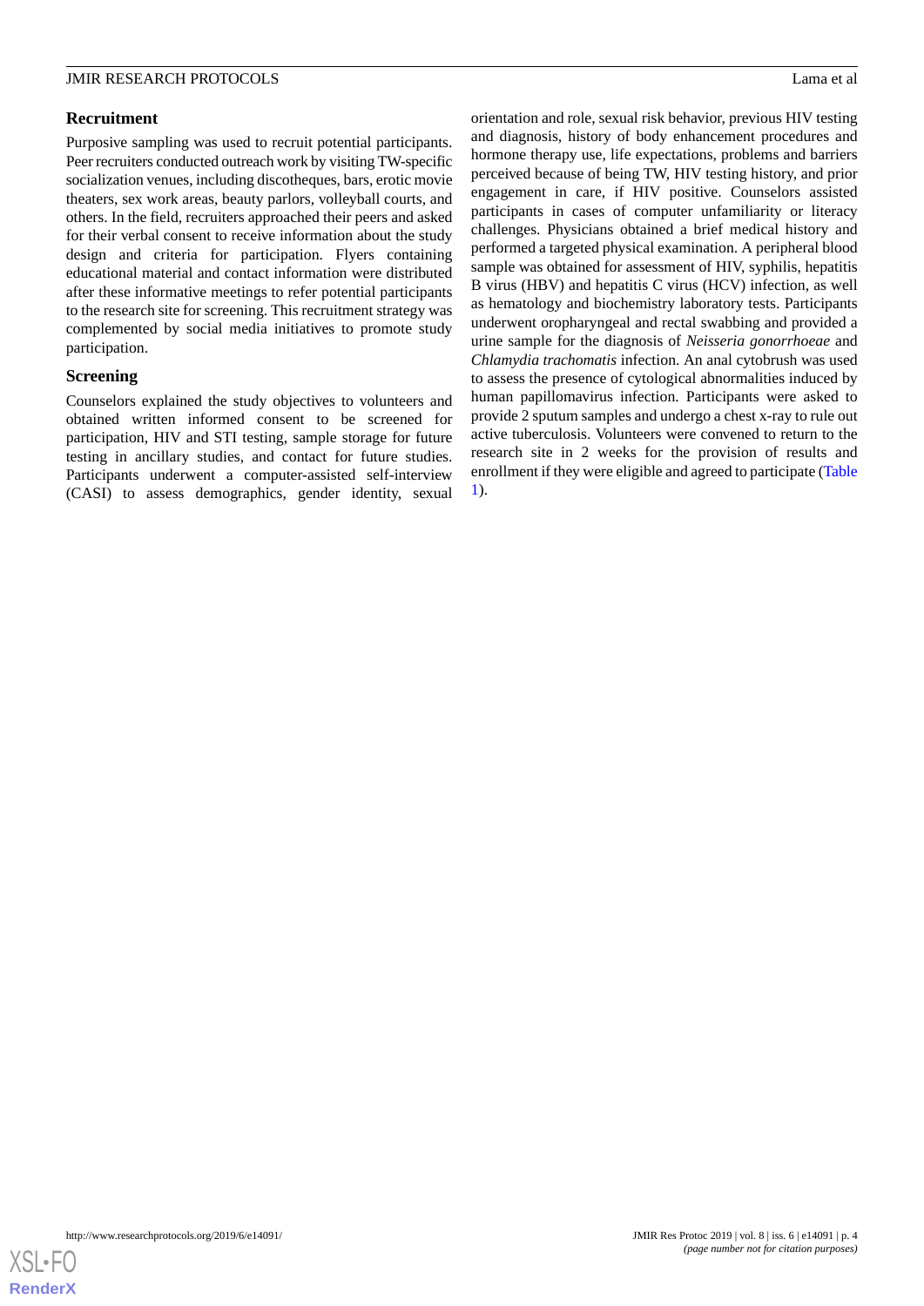### Recruitment

Purposive sampling was used to recruit potential participants. Peer recruiters conducted outreach work by visiting TW-specific socialization venues, including discotheques, bars, erotic movie theaters, sex work areas, beauty parlors, volleyball courts, and others. In the field, recruiters approached their peers and asked for their verbal consent to receive information about the study design and criteria for participation. Flyers containing educational material and contact information were distributed after these informative meetings to refer potential participants to the research site for screening. This recruitment strategy was complemented by social media initiatives to promote study participation.

### Screening

Counselors explained the study objectives to volunteers and obtained written informed consent to be screened for participation, HIV and STI testing, sample storage for future testing in ancillary studies, and contact for future studies. Participants underwent a computer-assisted self-interview (CASI) to assess demographics, gender identity, sexual orientation and role, sexual risk behavior, previous HIV testing and diagnosis, history of body enhancement procedures and hormone therapy use, life expectations, problems and barriers perceived because of being TW, HIV testing history, and prior engagement in care, if HIV positive. Counselors assisted participants in cases of computer unfamiliarity or literacy challenges. Physicians obtained a brief medical history and performed a targeted physical examination. A peripheral blood sample was obtained for assessment of HIV, syphilis, hepatitis B virus (HBV) and hepatitis C virus (HCV) infection, as well as hematology and biochemistry laboratory tests. Participants underwent oropharyngeal and rectal swabbing and provided a urine sample for the diagnosis of *Neisseria gonorrhoeae* and *Chlamydia trachomatis* infection. An anal cytobrush was used to assess the presence of cytological abnormalities induced by human papillomavirus infection. Participants were asked to provide 2 sputum samples and undergo a chest x-ray to rule out active tuberculosis. Volunteers were convened to return to the research site in 2 weeks for the provision of results and enrollment if they were eligible and agreed to participate (Table 1).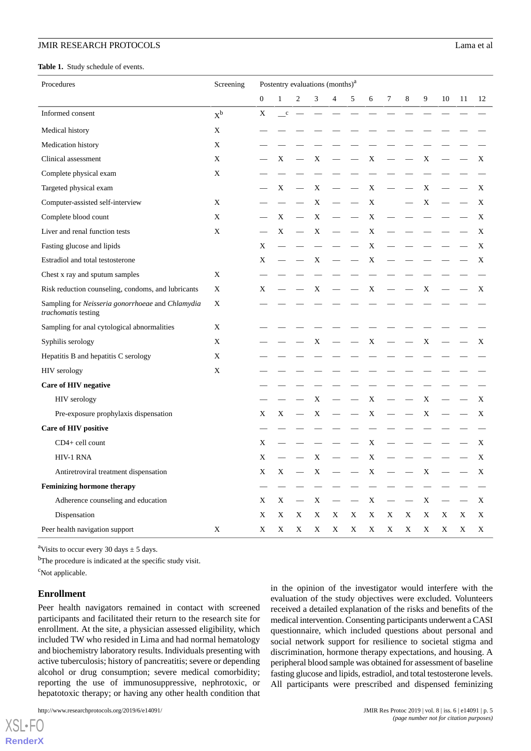**Table 1.** Study schedule of events.

| Procedures | Screening | Postentry evaluations (months)[a] | | | | | | | | | | | | |
|---|---|---|---|---|---|---|---|---|---|---|---|---|---|---|
| | | 0 | 1 | 2 | 3 | 4 | 5 | 6 | 7 | 8 | 9 | 10 | 11 | 12 |
| Informed consent | X[b] | X | —[c] | — | — | — | — | — | — | — | — | — | — | — |
| Medical history | X | — | — | — | — | — | — | — | — | — | — | — | — | — |
| Medication history | X | — | — | — | — | — | — | — | — | — | — | — | — | — |
| Clinical assessment | X | — | X | — | X | — | — | X | — | — | X | — | — | X |
| Complete physical exam | X | — | — | — | — | — | — | — | — | — | — | — | — | — |
| Targeted physical exam | | — | X | — | X | — | — | X | — | — | X | — | — | X |
| Computer-assisted self-interview | X | — | — | — | X | — | — | X | | — | X | — | — | X |
| Complete blood count | X | — | X | — | X | — | — | X | — | — | — | — | — | X |
| Liver and renal function tests | X | — | X | — | X | — | — | X | — | — | — | — | — | X |
| Fasting glucose and lipids | | X | — | — | — | — | — | X | — | — | — | — | — | X |
| Estradiol and total testosterone | | X | — | — | X | — | — | X | — | — | — | — | — | X |
| Chest x ray and sputum samples | X | — | — | — | — | — | — | — | — | — | — | — | — | — |
| Risk reduction counseling, condoms, and lubricants | X | X | — | — | X | — | — | X | — | — | X | — | — | X |
| Sampling for *Neisseria gonorrhoeae* and *Chlamydia trachomatis* testing | X | — | — | — | — | — | — | — | — | — | — | — | — | — |
| Sampling for anal cytological abnormalities | X | — | — | — | — | — | — | — | — | — | — | — | — | — |
| Syphilis serology | X | — | — | — | X | — | — | X | — | — | X | — | — | X |
| Hepatitis B and hepatitis C serology | X | — | — | — | — | — | — | — | — | — | — | — | — | — |
| HIV serology | X | — | — | — | — | — | — | — | — | — | — | — | — | — |
| **Care of HIV negative** | | — | — | — | — | — | — | — | — | — | — | — | — | — |
| HIV serology | | — | — | — | X | — | — | X | — | — | X | — | — | X |
| Pre-exposure prophylaxis dispensation | | X | X | — | X | — | — | X | — | — | X | — | — | X |
| **Care of HIV positive** | | — | — | — | — | — | — | — | — | — | — | — | — | — |
| CD4+ cell count | | X | — | — | — | — | — | X | — | — | — | — | — | X |
| HIV-1 RNA | | X | — | — | X | — | — | X | — | — | — | — | — | X |
| Antiretroviral treatment dispensation | | X | X | — | X | — | — | X | — | — | X | — | — | X |
| **Feminizing hormone therapy** | | — | — | — | — | — | — | — | — | — | — | — | — | — |
| Adherence counseling and education | | X | X | — | X | — | — | X | — | — | X | — | — | X |
| Dispensation | | X | X | X | X | X | X | X | X | X | X | X | X | X |
| Peer health navigation support | X | X | X | X | X | X | X | X | X | X | X | X | X | X |

[a]Visits to occur every 30 days ± 5 days.

[b]The procedure is indicated at the specific study visit.

[c]Not applicable.

## Enrollment

Peer health navigators remained in contact with screened participants and facilitated their return to the research site for enrollment. At the site, a physician assessed eligibility, which included TW who resided in Lima and had normal hematology and biochemistry laboratory results. Individuals presenting with active tuberculosis; history of pancreatitis; severe or depending alcohol or drug consumption; severe medical comorbidity; reporting the use of immunosuppressive, nephrotoxic, or hepatotoxic therapy; or having any other health condition that in the opinion of the investigator would interfere with the evaluation of the study objectives were excluded. Volunteers received a detailed explanation of the risks and benefits of the medical intervention. Consenting participants underwent a CASI questionnaire, which included questions about personal and social network support for resilience to societal stigma and discrimination, hormone therapy expectations, and housing. A peripheral blood sample was obtained for assessment of baseline fasting glucose and lipids, estradiol, and total testosterone levels. All participants were prescribed and dispensed feminizing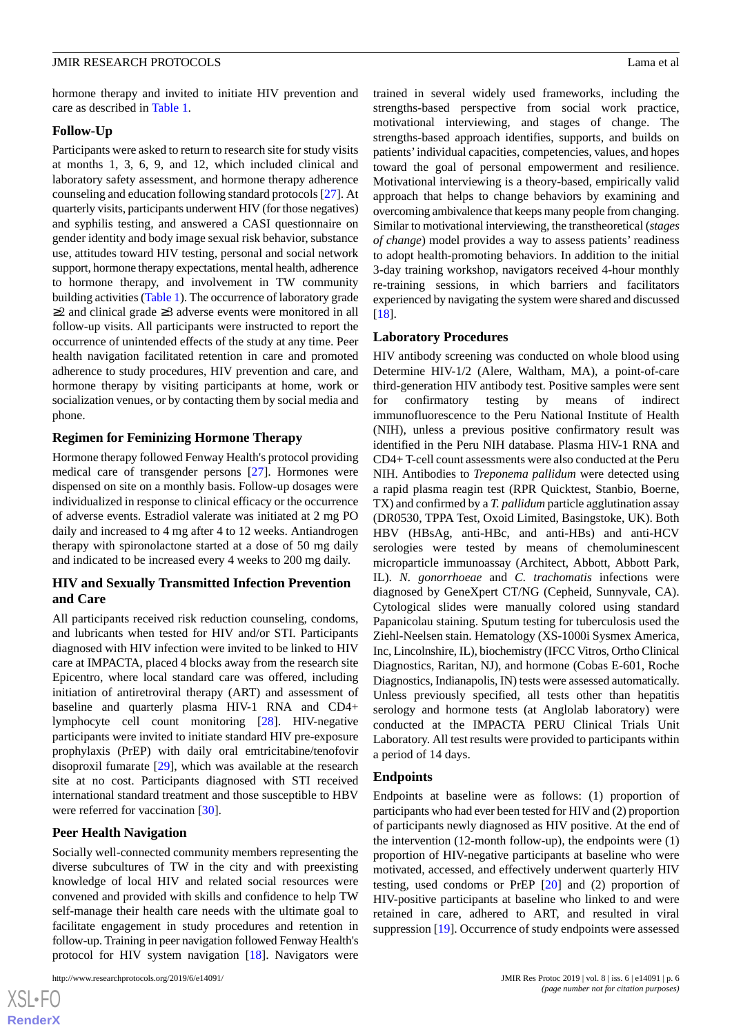hormone therapy and invited to initiate HIV prevention and care as described in Table 1.

### Follow-Up

Participants were asked to return to research site for study visits at months 1, 3, 6, 9, and 12, which included clinical and laboratory safety assessment, and hormone therapy adherence counseling and education following standard protocols [27]. At quarterly visits, participants underwent HIV (for those negatives) and syphilis testing, and answered a CASI questionnaire on gender identity and body image sexual risk behavior, substance use, attitudes toward HIV testing, personal and social network support, hormone therapy expectations, mental health, adherence to hormone therapy, and involvement in TW community building activities (Table 1). The occurrence of laboratory grade ≥2 and clinical grade ≥3 adverse events were monitored in all follow-up visits. All participants were instructed to report the occurrence of unintended effects of the study at any time. Peer health navigation facilitated retention in care and promoted adherence to study procedures, HIV prevention and care, and hormone therapy by visiting participants at home, work or socialization venues, or by contacting them by social media and phone.

### Regimen for Feminizing Hormone Therapy

Hormone therapy followed Fenway Health's protocol providing medical care of transgender persons [27]. Hormones were dispensed on site on a monthly basis. Follow-up dosages were individualized in response to clinical efficacy or the occurrence of adverse events. Estradiol valerate was initiated at 2 mg PO daily and increased to 4 mg after 4 to 12 weeks. Antiandrogen therapy with spironolactone started at a dose of 50 mg daily and indicated to be increased every 4 weeks to 200 mg daily.

### HIV and Sexually Transmitted Infection Prevention and Care

All participants received risk reduction counseling, condoms, and lubricants when tested for HIV and/or STI. Participants diagnosed with HIV infection were invited to be linked to HIV care at IMPACTA, placed 4 blocks away from the research site Epicentro, where local standard care was offered, including initiation of antiretroviral therapy (ART) and assessment of baseline and quarterly plasma HIV-1 RNA and CD4+ lymphocyte cell count monitoring [28]. HIV-negative participants were invited to initiate standard HIV pre-exposure prophylaxis (PrEP) with daily oral emtricitabine/tenofovir disoproxil fumarate [29], which was available at the research site at no cost. Participants diagnosed with STI received international standard treatment and those susceptible to HBV were referred for vaccination [30].

### Peer Health Navigation

Socially well-connected community members representing the diverse subcultures of TW in the city and with preexisting knowledge of local HIV and related social resources were convened and provided with skills and confidence to help TW self-manage their health care needs with the ultimate goal to facilitate engagement in study procedures and retention in follow-up. Training in peer navigation followed Fenway Health's protocol for HIV system navigation [18]. Navigators were trained in several widely used frameworks, including the strengths-based perspective from social work practice, motivational interviewing, and stages of change. The strengths-based approach identifies, supports, and builds on patients' individual capacities, competencies, values, and hopes toward the goal of personal empowerment and resilience. Motivational interviewing is a theory-based, empirically valid approach that helps to change behaviors by examining and overcoming ambivalence that keeps many people from changing. Similar to motivational interviewing, the transtheoretical (*stages of change*) model provides a way to assess patients' readiness to adopt health-promoting behaviors. In addition to the initial 3-day training workshop, navigators received 4-hour monthly re-training sessions, in which barriers and facilitators experienced by navigating the system were shared and discussed [18].

### Laboratory Procedures

HIV antibody screening was conducted on whole blood using Determine HIV-1/2 (Alere, Waltham, MA), a point-of-care third-generation HIV antibody test. Positive samples were sent for confirmatory testing by means of indirect immunofluorescence to the Peru National Institute of Health (NIH), unless a previous positive confirmatory result was identified in the Peru NIH database. Plasma HIV-1 RNA and CD4+ T-cell count assessments were also conducted at the Peru NIH. Antibodies to *Treponema pallidum* were detected using a rapid plasma reagin test (RPR Quicktest, Stanbio, Boerne, TX) and confirmed by a *T. pallidum* particle agglutination assay (DR0530, TPPA Test, Oxoid Limited, Basingstoke, UK). Both HBV (HBsAg, anti-HBc, and anti-HBs) and anti-HCV serologies were tested by means of chemoluminescent microparticle immunoassay (Architect, Abbott, Abbott Park, IL). *N. gonorrhoeae* and *C. trachomatis* infections were diagnosed by GeneXpert CT/NG (Cepheid, Sunnyvale, CA). Cytological slides were manually colored using standard Papanicolau staining. Sputum testing for tuberculosis used the Ziehl-Neelsen stain. Hematology (XS-1000i Sysmex America, Inc, Lincolnshire, IL), biochemistry (IFCC Vitros, Ortho Clinical Diagnostics, Raritan, NJ), and hormone (Cobas E-601, Roche Diagnostics, Indianapolis, IN) tests were assessed automatically. Unless previously specified, all tests other than hepatitis serology and hormone tests (at Anglolab laboratory) were conducted at the IMPACTA PERU Clinical Trials Unit Laboratory. All test results were provided to participants within a period of 14 days.

### Endpoints

Endpoints at baseline were as follows: (1) proportion of participants who had ever been tested for HIV and (2) proportion of participants newly diagnosed as HIV positive. At the end of the intervention (12-month follow-up), the endpoints were (1) proportion of HIV-negative participants at baseline who were motivated, accessed, and effectively underwent quarterly HIV testing, used condoms or PrEP [20] and (2) proportion of HIV-positive participants at baseline who linked to and were retained in care, adhered to ART, and resulted in viral suppression [19]. Occurrence of study endpoints were assessed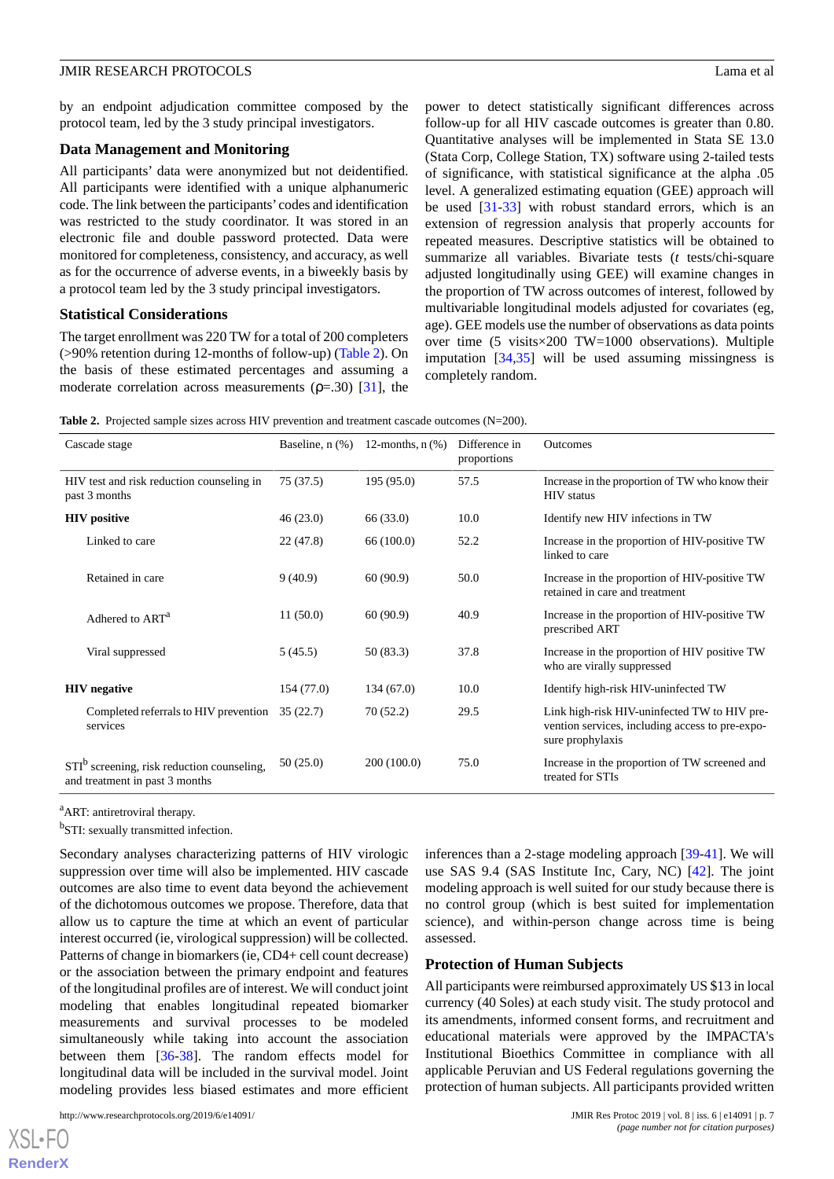by an endpoint adjudication committee composed by the protocol team, led by the 3 study principal investigators.

### Data Management and Monitoring

All participants' data were anonymized but not deidentified. All participants were identified with a unique alphanumeric code. The link between the participants' codes and identification was restricted to the study coordinator. It was stored in an electronic file and double password protected. Data were monitored for completeness, consistency, and accuracy, as well as for the occurrence of adverse events, in a biweekly basis by a protocol team led by the 3 study principal investigators.

### Statistical Considerations

The target enrollment was 220 TW for a total of 200 completers (>90% retention during 12-months of follow-up) (Table 2). On the basis of these estimated percentages and assuming a moderate correlation across measurements (ρ=.30) [31], the power to detect statistically significant differences across follow-up for all HIV cascade outcomes is greater than 0.80. Quantitative analyses will be implemented in Stata SE 13.0 (Stata Corp, College Station, TX) software using 2-tailed tests of significance, with statistical significance at the alpha .05 level. A generalized estimating equation (GEE) approach will be used [31-33] with robust standard errors, which is an extension of regression analysis that properly accounts for repeated measures. Descriptive statistics will be obtained to summarize all variables. Bivariate tests (*t* tests/chi-square adjusted longitudinally using GEE) will examine changes in the proportion of TW across outcomes of interest, followed by multivariable longitudinal models adjusted for covariates (eg, age). GEE models use the number of observations as data points over time (5 visits×200 TW=1000 observations). Multiple imputation [34,35] will be used assuming missingness is completely random.

**Table 2.** Projected sample sizes across HIV prevention and treatment cascade outcomes (N=200).

| Cascade stage | Baseline, n (%) | 12-months, n (%) | Difference in proportions | Outcomes |
|---|---|---|---|---|
| HIV test and risk reduction counseling in past 3 months | 75 (37.5) | 195 (95.0) | 57.5 | Increase in the proportion of TW who know their HIV status |
| **HIV positive** | 46 (23.0) | 66 (33.0) | 10.0 | Identify new HIV infections in TW |
| Linked to care | 22 (47.8) | 66 (100.0) | 52.2 | Increase in the proportion of HIV-positive TW linked to care |
| Retained in care | 9 (40.9) | 60 (90.9) | 50.0 | Increase in the proportion of HIV-positive TW retained in care and treatment |
| Adhered to ART[a] | 11 (50.0) | 60 (90.9) | 40.9 | Increase in the proportion of HIV-positive TW prescribed ART |
| Viral suppressed | 5 (45.5) | 50 (83.3) | 37.8 | Increase in the proportion of HIV positive TW who are virally suppressed |
| **HIV negative** | 154 (77.0) | 134 (67.0) | 10.0 | Identify high-risk HIV-uninfected TW |
| Completed referrals to HIV prevention services | 35 (22.7) | 70 (52.2) | 29.5 | Link high-risk HIV-uninfected TW to HIV prevention services, including access to pre-exposure prophylaxis |
| STI[b] screening, risk reduction counseling, and treatment in past 3 months | 50 (25.0) | 200 (100.0) | 75.0 | Increase in the proportion of TW screened and treated for STIs |

[a]ART: antiretroviral therapy.

[b]STI: sexually transmitted infection.

Secondary analyses characterizing patterns of HIV virologic suppression over time will also be implemented. HIV cascade outcomes are also time to event data beyond the achievement of the dichotomous outcomes we propose. Therefore, data that allow us to capture the time at which an event of particular interest occurred (ie, virological suppression) will be collected. Patterns of change in biomarkers (ie, CD4+ cell count decrease) or the association between the primary endpoint and features of the longitudinal profiles are of interest. We will conduct joint modeling that enables longitudinal repeated biomarker measurements and survival processes to be modeled simultaneously while taking into account the association between them [36-38]. The random effects model for longitudinal data will be included in the survival model. Joint modeling provides less biased estimates and more efficient inferences than a 2-stage modeling approach [39-41]. We will use SAS 9.4 (SAS Institute Inc, Cary, NC) [42]. The joint modeling approach is well suited for our study because there is no control group (which is best suited for implementation science), and within-person change across time is being assessed.

### Protection of Human Subjects

All participants were reimbursed approximately US $13 in local currency (40 Soles) at each study visit. The study protocol and its amendments, informed consent forms, and recruitment and educational materials were approved by the IMPACTA's Institutional Bioethics Committee in compliance with all applicable Peruvian and US Federal regulations governing the protection of human subjects. All participants provided written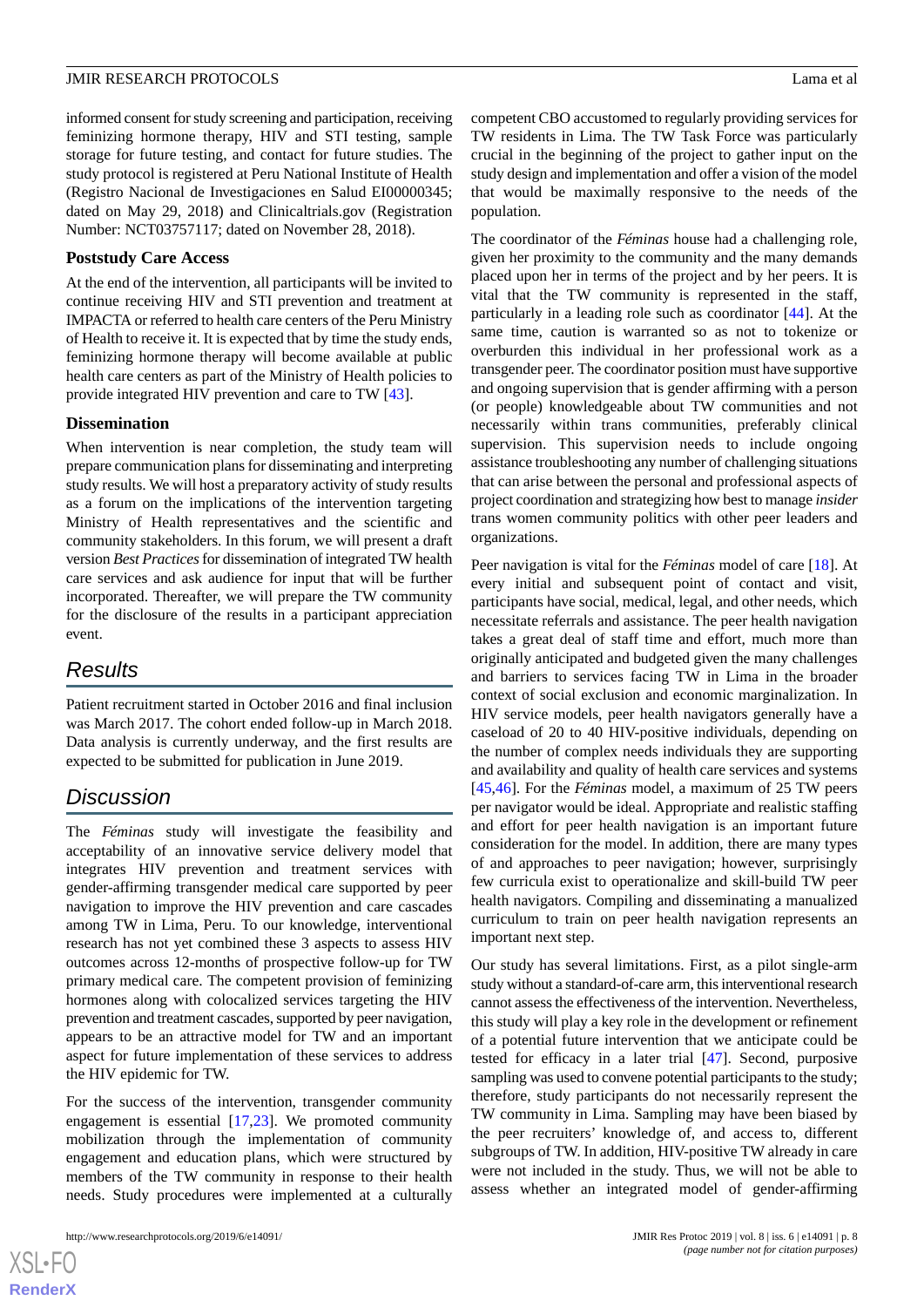informed consent for study screening and participation, receiving feminizing hormone therapy, HIV and STI testing, sample storage for future testing, and contact for future studies. The study protocol is registered at Peru National Institute of Health (Registro Nacional de Investigaciones en Salud EI00000345; dated on May 29, 2018) and Clinicaltrials.gov (Registration Number: NCT03757117; dated on November 28, 2018).

### Poststudy Care Access

At the end of the intervention, all participants will be invited to continue receiving HIV and STI prevention and treatment at IMPACTA or referred to health care centers of the Peru Ministry of Health to receive it. It is expected that by time the study ends, feminizing hormone therapy will become available at public health care centers as part of the Ministry of Health policies to provide integrated HIV prevention and care to TW [43].

### Dissemination

When intervention is near completion, the study team will prepare communication plans for disseminating and interpreting study results. We will host a preparatory activity of study results as a forum on the implications of the intervention targeting Ministry of Health representatives and the scientific and community stakeholders. In this forum, we will present a draft version *Best Practices* for dissemination of integrated TW health care services and ask audience for input that will be further incorporated. Thereafter, we will prepare the TW community for the disclosure of the results in a participant appreciation event.

## Results

Patient recruitment started in October 2016 and final inclusion was March 2017. The cohort ended follow-up in March 2018. Data analysis is currently underway, and the first results are expected to be submitted for publication in June 2019.

## Discussion

The *Féminas* study will investigate the feasibility and acceptability of an innovative service delivery model that integrates HIV prevention and treatment services with gender-affirming transgender medical care supported by peer navigation to improve the HIV prevention and care cascades among TW in Lima, Peru. To our knowledge, interventional research has not yet combined these 3 aspects to assess HIV outcomes across 12-months of prospective follow-up for TW primary medical care. The competent provision of feminizing hormones along with colocalized services targeting the HIV prevention and treatment cascades, supported by peer navigation, appears to be an attractive model for TW and an important aspect for future implementation of these services to address the HIV epidemic for TW.

For the success of the intervention, transgender community engagement is essential [17,23]. We promoted community mobilization through the implementation of community engagement and education plans, which were structured by members of the TW community in response to their health needs. Study procedures were implemented at a culturally competent CBO accustomed to regularly providing services for TW residents in Lima. The TW Task Force was particularly crucial in the beginning of the project to gather input on the study design and implementation and offer a vision of the model that would be maximally responsive to the needs of the population.

The coordinator of the *Féminas* house had a challenging role, given her proximity to the community and the many demands placed upon her in terms of the project and by her peers. It is vital that the TW community is represented in the staff, particularly in a leading role such as coordinator [44]. At the same time, caution is warranted so as not to tokenize or overburden this individual in her professional work as a transgender peer. The coordinator position must have supportive and ongoing supervision that is gender affirming with a person (or people) knowledgeable about TW communities and not necessarily within trans communities, preferably clinical supervision. This supervision needs to include ongoing assistance troubleshooting any number of challenging situations that can arise between the personal and professional aspects of project coordination and strategizing how best to manage *insider* trans women community politics with other peer leaders and organizations.

Peer navigation is vital for the *Féminas* model of care [18]. At every initial and subsequent point of contact and visit, participants have social, medical, legal, and other needs, which necessitate referrals and assistance. The peer health navigation takes a great deal of staff time and effort, much more than originally anticipated and budgeted given the many challenges and barriers to services facing TW in Lima in the broader context of social exclusion and economic marginalization. In HIV service models, peer health navigators generally have a caseload of 20 to 40 HIV-positive individuals, depending on the number of complex needs individuals they are supporting and availability and quality of health care services and systems [45,46]. For the *Féminas* model, a maximum of 25 TW peers per navigator would be ideal. Appropriate and realistic staffing and effort for peer health navigation is an important future consideration for the model. In addition, there are many types of and approaches to peer navigation; however, surprisingly few curricula exist to operationalize and skill-build TW peer health navigators. Compiling and disseminating a manualized curriculum to train on peer health navigation represents an important next step.

Our study has several limitations. First, as a pilot single-arm study without a standard-of-care arm, this interventional research cannot assess the effectiveness of the intervention. Nevertheless, this study will play a key role in the development or refinement of a potential future intervention that we anticipate could be tested for efficacy in a later trial [47]. Second, purposive sampling was used to convene potential participants to the study; therefore, study participants do not necessarily represent the TW community in Lima. Sampling may have been biased by the peer recruiters' knowledge of, and access to, different subgroups of TW. In addition, HIV-positive TW already in care were not included in the study. Thus, we will not be able to assess whether an integrated model of gender-affirming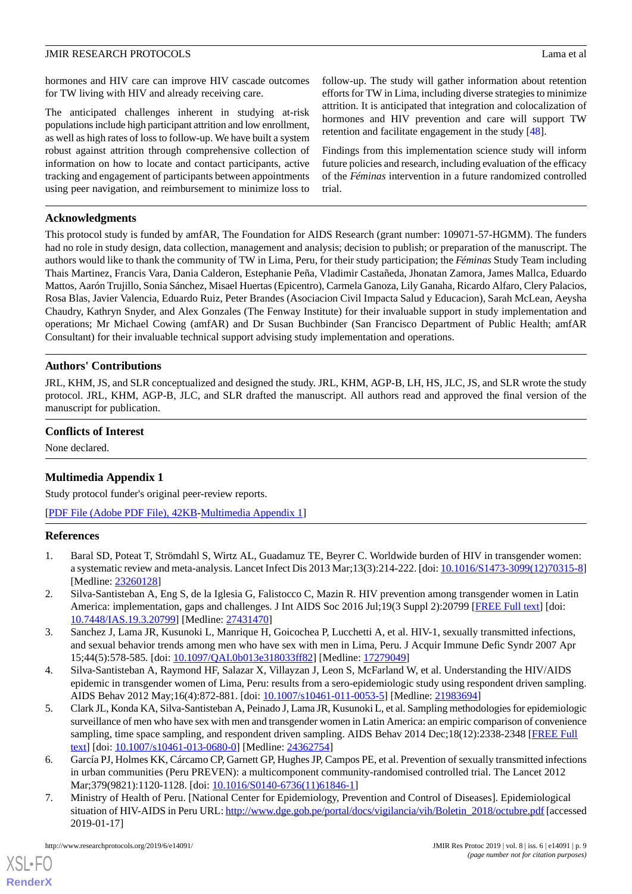hormones and HIV care can improve HIV cascade outcomes for TW living with HIV and already receiving care.

The anticipated challenges inherent in studying at-risk populations include high participant attrition and low enrollment, as well as high rates of loss to follow-up. We have built a system robust against attrition through comprehensive collection of information on how to locate and contact participants, active tracking and engagement of participants between appointments using peer navigation, and reimbursement to minimize loss to follow-up. The study will gather information about retention efforts for TW in Lima, including diverse strategies to minimize attrition. It is anticipated that integration and colocalization of hormones and HIV prevention and care will support TW retention and facilitate engagement in the study [48].

Findings from this implementation science study will inform future policies and research, including evaluation of the efficacy of the *Féminas* intervention in a future randomized controlled trial.

## Acknowledgments

This protocol study is funded by amfAR, The Foundation for AIDS Research (grant number: 109071-57-HGMM). The funders had no role in study design, data collection, management and analysis; decision to publish; or preparation of the manuscript. The authors would like to thank the community of TW in Lima, Peru, for their study participation; the *Féminas* Study Team including Thais Martinez, Francis Vara, Dania Calderon, Estephanie Peña, Vladimir Castañeda, Jhonatan Zamora, James Mallca, Eduardo Mattos, Aarón Trujillo, Sonia Sánchez, Misael Huertas (Epicentro), Carmela Ganoza, Lily Ganaha, Ricardo Alfaro, Clery Palacios, Rosa Blas, Javier Valencia, Eduardo Ruiz, Peter Brandes (Asociacion Civil Impacta Salud y Educacion), Sarah McLean, Aeysha Chaudry, Kathryn Snyder, and Alex Gonzales (The Fenway Institute) for their invaluable support in study implementation and operations; Mr Michael Cowing (amfAR) and Dr Susan Buchbinder (San Francisco Department of Public Health; amfAR Consultant) for their invaluable technical support advising study implementation and operations.

## Authors' Contributions

JRL, KHM, JS, and SLR conceptualized and designed the study. JRL, KHM, AGP-B, LH, HS, JLC, JS, and SLR wrote the study protocol. JRL, KHM, AGP-B, JLC, and SLR drafted the manuscript. All authors read and approved the final version of the manuscript for publication.

## Conflicts of Interest

None declared.

## Multimedia Appendix 1

Study protocol funder's original peer-review reports.

[PDF File (Adobe PDF File), 42KB-Multimedia Appendix 1]

## References

1. Baral SD, Poteat T, Strömdahl S, Wirtz AL, Guadamuz TE, Beyrer C. Worldwide burden of HIV in transgender women: a systematic review and meta-analysis. Lancet Infect Dis 2013 Mar;13(3):214-222. [doi: 10.1016/S1473-3099(12)70315-8] [Medline: 23260128]
2. Silva-Santisteban A, Eng S, de la Iglesia G, Falistocco C, Mazin R. HIV prevention among transgender women in Latin America: implementation, gaps and challenges. J Int AIDS Soc 2016 Jul;19(3 Suppl 2):20799 [FREE Full text] [doi: 10.7448/IAS.19.3.20799] [Medline: 27431470]
3. Sanchez J, Lama JR, Kusunoki L, Manrique H, Goicochea P, Lucchetti A, et al. HIV-1, sexually transmitted infections, and sexual behavior trends among men who have sex with men in Lima, Peru. J Acquir Immune Defic Syndr 2007 Apr 15;44(5):578-585. [doi: 10.1097/QAI.0b013e318033ff82] [Medline: 17279049]
4. Silva-Santisteban A, Raymond HF, Salazar X, Villayzan J, Leon S, McFarland W, et al. Understanding the HIV/AIDS epidemic in transgender women of Lima, Peru: results from a sero-epidemiologic study using respondent driven sampling. AIDS Behav 2012 May;16(4):872-881. [doi: 10.1007/s10461-011-0053-5] [Medline: 21983694]
5. Clark JL, Konda KA, Silva-Santisteban A, Peinado J, Lama JR, Kusunoki L, et al. Sampling methodologies for epidemiologic surveillance of men who have sex with men and transgender women in Latin America: an empiric comparison of convenience sampling, time space sampling, and respondent driven sampling. AIDS Behav 2014 Dec;18(12):2338-2348 [FREE Full text] [doi: 10.1007/s10461-013-0680-0] [Medline: 24362754]
6. García PJ, Holmes KK, Cárcamo CP, Garnett GP, Hughes JP, Campos PE, et al. Prevention of sexually transmitted infections in urban communities (Peru PREVEN): a multicomponent community-randomised controlled trial. The Lancet 2012 Mar;379(9821):1120-1128. [doi: 10.1016/S0140-6736(11)61846-1]
7. Ministry of Health of Peru. [National Center for Epidemiology, Prevention and Control of Diseases]. Epidemiological situation of HIV-AIDS in Peru URL: http://www.dge.gob.pe/portal/docs/vigilancia/vih/Boletin_2018/octubre.pdf [accessed 2019-01-17]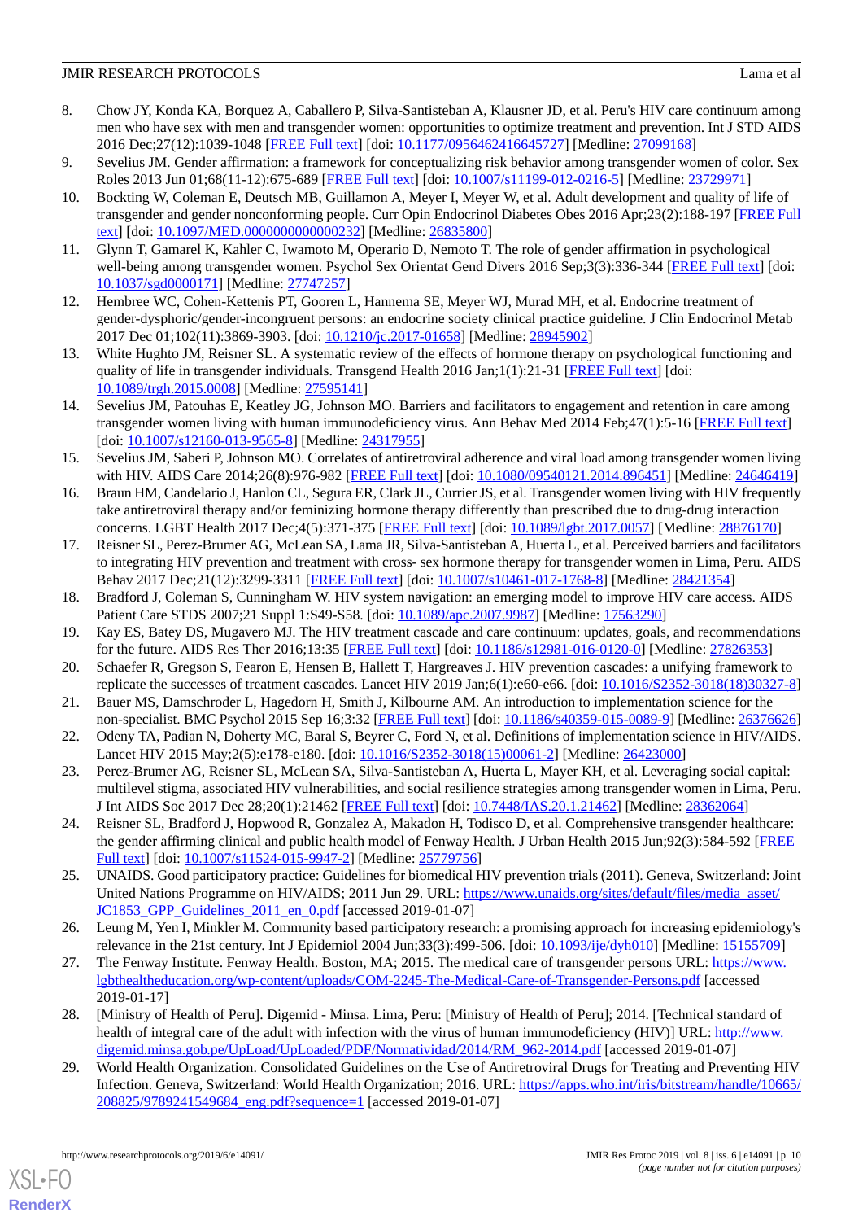8. Chow JY, Konda KA, Borquez A, Caballero P, Silva-Santisteban A, Klausner JD, et al. Peru's HIV care continuum among men who have sex with men and transgender women: opportunities to optimize treatment and prevention. Int J STD AIDS 2016 Dec;27(12):1039-1048 [FREE Full text] [doi: 10.1177/0956462416645727] [Medline: 27099168]
9. Sevelius JM. Gender affirmation: a framework for conceptualizing risk behavior among transgender women of color. Sex Roles 2013 Jun 01;68(11-12):675-689 [FREE Full text] [doi: 10.1007/s11199-012-0216-5] [Medline: 23729971]
10. Bockting W, Coleman E, Deutsch MB, Guillamon A, Meyer I, Meyer W, et al. Adult development and quality of life of transgender and gender nonconforming people. Curr Opin Endocrinol Diabetes Obes 2016 Apr;23(2):188-197 [FREE Full text] [doi: 10.1097/MED.0000000000000232] [Medline: 26835800]
11. Glynn T, Gamarel K, Kahler C, Iwamoto M, Operario D, Nemoto T. The role of gender affirmation in psychological well-being among transgender women. Psychol Sex Orientat Gend Divers 2016 Sep;3(3):336-344 [FREE Full text] [doi: 10.1037/sgd0000171] [Medline: 27747257]
12. Hembree WC, Cohen-Kettenis PT, Gooren L, Hannema SE, Meyer WJ, Murad MH, et al. Endocrine treatment of gender-dysphoric/gender-incongruent persons: an endocrine society clinical practice guideline. J Clin Endocrinol Metab 2017 Dec 01;102(11):3869-3903. [doi: 10.1210/jc.2017-01658] [Medline: 28945902]
13. White Hughto JM, Reisner SL. A systematic review of the effects of hormone therapy on psychological functioning and quality of life in transgender individuals. Transgend Health 2016 Jan;1(1):21-31 [FREE Full text] [doi: 10.1089/trgh.2015.0008] [Medline: 27595141]
14. Sevelius JM, Patouhas E, Keatley JG, Johnson MO. Barriers and facilitators to engagement and retention in care among transgender women living with human immunodeficiency virus. Ann Behav Med 2014 Feb;47(1):5-16 [FREE Full text] [doi: 10.1007/s12160-013-9565-8] [Medline: 24317955]
15. Sevelius JM, Saberi P, Johnson MO. Correlates of antiretroviral adherence and viral load among transgender women living with HIV. AIDS Care 2014;26(8):976-982 [FREE Full text] [doi: 10.1080/09540121.2014.896451] [Medline: 24646419]
16. Braun HM, Candelario J, Hanlon CL, Segura ER, Clark JL, Currier JS, et al. Transgender women living with HIV frequently take antiretroviral therapy and/or feminizing hormone therapy differently than prescribed due to drug-drug interaction concerns. LGBT Health 2017 Dec;4(5):371-375 [FREE Full text] [doi: 10.1089/lgbt.2017.0057] [Medline: 28876170]
17. Reisner SL, Perez-Brumer AG, McLean SA, Lama JR, Silva-Santisteban A, Huerta L, et al. Perceived barriers and facilitators to integrating HIV prevention and treatment with cross- sex hormone therapy for transgender women in Lima, Peru. AIDS Behav 2017 Dec;21(12):3299-3311 [FREE Full text] [doi: 10.1007/s10461-017-1768-8] [Medline: 28421354]
18. Bradford J, Coleman S, Cunningham W. HIV system navigation: an emerging model to improve HIV care access. AIDS Patient Care STDS 2007;21 Suppl 1:S49-S58. [doi: 10.1089/apc.2007.9987] [Medline: 17563290]
19. Kay ES, Batey DS, Mugavero MJ. The HIV treatment cascade and care continuum: updates, goals, and recommendations for the future. AIDS Res Ther 2016;13:35 [FREE Full text] [doi: 10.1186/s12981-016-0120-0] [Medline: 27826353]
20. Schaefer R, Gregson S, Fearon E, Hensen B, Hallett T, Hargreaves J. HIV prevention cascades: a unifying framework to replicate the successes of treatment cascades. Lancet HIV 2019 Jan;6(1):e60-e66. [doi: 10.1016/S2352-3018(18)30327-8]
21. Bauer MS, Damschroder L, Hagedorn H, Smith J, Kilbourne AM. An introduction to implementation science for the non-specialist. BMC Psychol 2015 Sep 16;3:32 [FREE Full text] [doi: 10.1186/s40359-015-0089-9] [Medline: 26376626]
22. Odeny TA, Padian N, Doherty MC, Baral S, Beyrer C, Ford N, et al. Definitions of implementation science in HIV/AIDS. Lancet HIV 2015 May;2(5):e178-e180. [doi: 10.1016/S2352-3018(15)00061-2] [Medline: 26423000]
23. Perez-Brumer AG, Reisner SL, McLean SA, Silva-Santisteban A, Huerta L, Mayer KH, et al. Leveraging social capital: multilevel stigma, associated HIV vulnerabilities, and social resilience strategies among transgender women in Lima, Peru. J Int AIDS Soc 2017 Dec 28;20(1):21462 [FREE Full text] [doi: 10.7448/IAS.20.1.21462] [Medline: 28362064]
24. Reisner SL, Bradford J, Hopwood R, Gonzalez A, Makadon H, Todisco D, et al. Comprehensive transgender healthcare: the gender affirming clinical and public health model of Fenway Health. J Urban Health 2015 Jun;92(3):584-592 [FREE Full text] [doi: 10.1007/s11524-015-9947-2] [Medline: 25779756]
25. UNAIDS. Good participatory practice: Guidelines for biomedical HIV prevention trials (2011). Geneva, Switzerland: Joint United Nations Programme on HIV/AIDS; 2011 Jun 29. URL: https://www.unaids.org/sites/default/files/media_asset/JC1853_GPP_Guidelines_2011_en_0.pdf [accessed 2019-01-07]
26. Leung M, Yen I, Minkler M. Community based participatory research: a promising approach for increasing epidemiology's relevance in the 21st century. Int J Epidemiol 2004 Jun;33(3):499-506. [doi: 10.1093/ije/dyh010] [Medline: 15155709]
27. The Fenway Institute. Fenway Health. Boston, MA; 2015. The medical care of transgender persons URL: https://www.lgbthealtheducation.org/wp-content/uploads/COM-2245-The-Medical-Care-of-Transgender-Persons.pdf [accessed 2019-01-17]
28. [Ministry of Health of Peru]. Digemid - Minsa. Lima, Peru: [Ministry of Health of Peru]; 2014. [Technical standard of health of integral care of the adult with infection with the virus of human immunodeficiency (HIV)] URL: http://www.digemid.minsa.gob.pe/UpLoad/UpLoaded/PDF/Normatividad/2014/RM_962-2014.pdf [accessed 2019-01-07]
29. World Health Organization. Consolidated Guidelines on the Use of Antiretroviral Drugs for Treating and Preventing HIV Infection. Geneva, Switzerland: World Health Organization; 2016. URL: https://apps.who.int/iris/bitstream/handle/10665/208825/9789241549684_eng.pdf?sequence=1 [accessed 2019-01-07]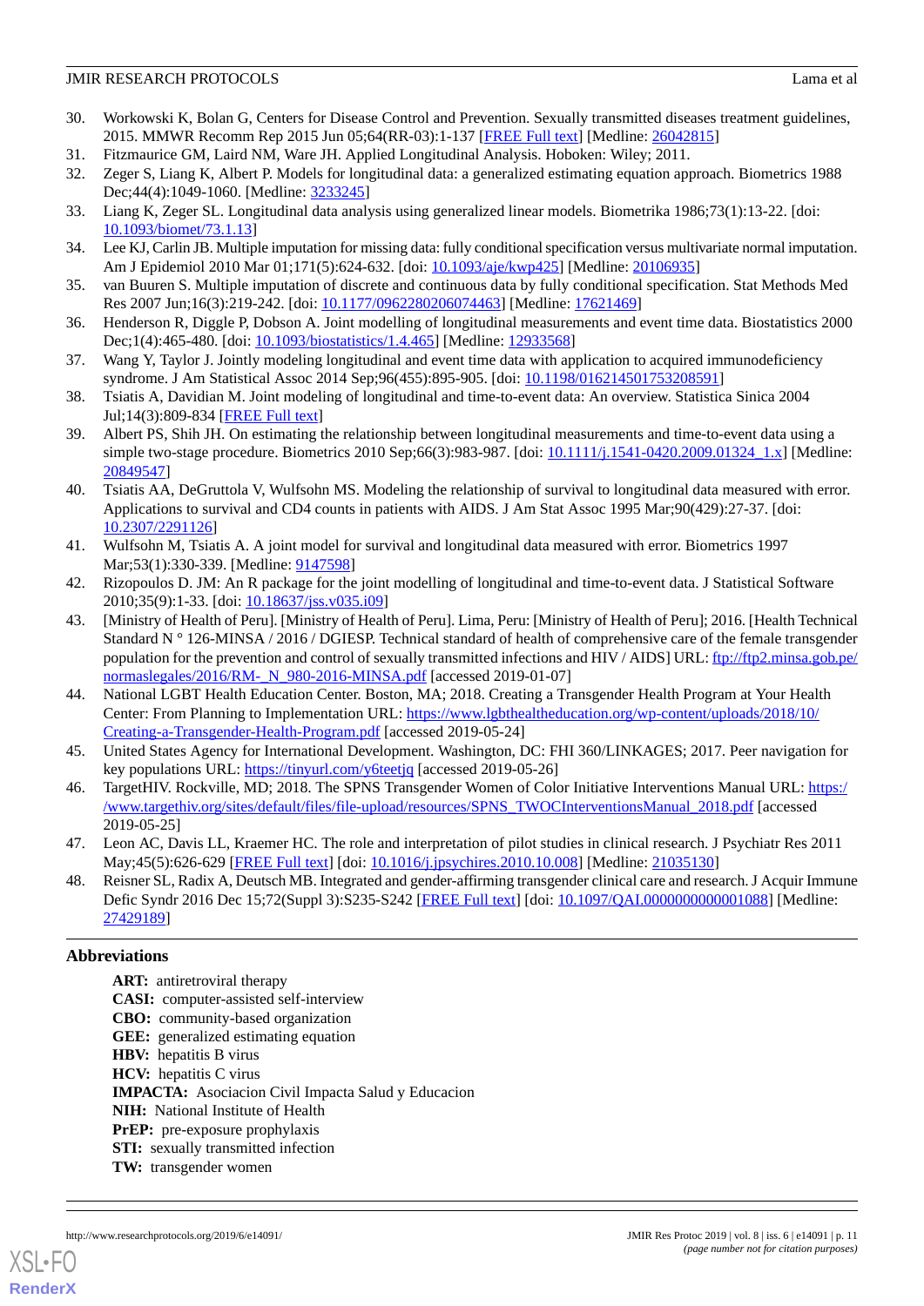30. Workowski K, Bolan G, Centers for Disease Control and Prevention. Sexually transmitted diseases treatment guidelines, 2015. MMWR Recomm Rep 2015 Jun 05;64(RR-03):1-137 [FREE Full text] [Medline: 26042815]
31. Fitzmaurice GM, Laird NM, Ware JH. Applied Longitudinal Analysis. Hoboken: Wiley; 2011.
32. Zeger S, Liang K, Albert P. Models for longitudinal data: a generalized estimating equation approach. Biometrics 1988 Dec;44(4):1049-1060. [Medline: 3233245]
33. Liang K, Zeger SL. Longitudinal data analysis using generalized linear models. Biometrika 1986;73(1):13-22. [doi: 10.1093/biomet/73.1.13]
34. Lee KJ, Carlin JB. Multiple imputation for missing data: fully conditional specification versus multivariate normal imputation. Am J Epidemiol 2010 Mar 01;171(5):624-632. [doi: 10.1093/aje/kwp425] [Medline: 20106935]
35. van Buuren S. Multiple imputation of discrete and continuous data by fully conditional specification. Stat Methods Med Res 2007 Jun;16(3):219-242. [doi: 10.1177/0962280206074463] [Medline: 17621469]
36. Henderson R, Diggle P, Dobson A. Joint modelling of longitudinal measurements and event time data. Biostatistics 2000 Dec;1(4):465-480. [doi: 10.1093/biostatistics/1.4.465] [Medline: 12933568]
37. Wang Y, Taylor J. Jointly modeling longitudinal and event time data with application to acquired immunodeficiency syndrome. J Am Statistical Assoc 2014 Sep;96(455):895-905. [doi: 10.1198/016214501753208591]
38. Tsiatis A, Davidian M. Joint modeling of longitudinal and time-to-event data: An overview. Statistica Sinica 2004 Jul;14(3):809-834 [FREE Full text]
39. Albert PS, Shih JH. On estimating the relationship between longitudinal measurements and time-to-event data using a simple two-stage procedure. Biometrics 2010 Sep;66(3):983-987. [doi: 10.1111/j.1541-0420.2009.01324_1.x] [Medline: 20849547]
40. Tsiatis AA, DeGruttola V, Wulfsohn MS. Modeling the relationship of survival to longitudinal data measured with error. Applications to survival and CD4 counts in patients with AIDS. J Am Stat Assoc 1995 Mar;90(429):27-37. [doi: 10.2307/2291126]
41. Wulfsohn M, Tsiatis A. A joint model for survival and longitudinal data measured with error. Biometrics 1997 Mar;53(1):330-339. [Medline: 9147598]
42. Rizopoulos D. JM: An R package for the joint modelling of longitudinal and time-to-event data. J Statistical Software 2010;35(9):1-33. [doi: 10.18637/jss.v035.i09]
43. [Ministry of Health of Peru]. [Ministry of Health of Peru]. Lima, Peru: [Ministry of Health of Peru]; 2016. [Health Technical Standard N ° 126-MINSA / 2016 / DGIESP. Technical standard of health of comprehensive care of the female transgender population for the prevention and control of sexually transmitted infections and HIV / AIDS] URL: ftp://ftp2.minsa.gob.pe/normaslegales/2016/RM-_N_980-2016-MINSA.pdf [accessed 2019-01-07]
44. National LGBT Health Education Center. Boston, MA; 2018. Creating a Transgender Health Program at Your Health Center: From Planning to Implementation URL: https://www.lgbthealtheducation.org/wp-content/uploads/2018/10/Creating-a-Transgender-Health-Program.pdf [accessed 2019-05-24]
45. United States Agency for International Development. Washington, DC: FHI 360/LINKAGES; 2017. Peer navigation for key populations URL: https://tinyurl.com/y6teetjq [accessed 2019-05-26]
46. TargetHIV. Rockville, MD; 2018. The SPNS Transgender Women of Color Initiative Interventions Manual URL: https://www.targethiv.org/sites/default/files/file-upload/resources/SPNS_TWOCInterventionsManual_2018.pdf [accessed 2019-05-25]
47. Leon AC, Davis LL, Kraemer HC. The role and interpretation of pilot studies in clinical research. J Psychiatr Res 2011 May;45(5):626-629 [FREE Full text] [doi: 10.1016/j.jpsychires.2010.10.008] [Medline: 21035130]
48. Reisner SL, Radix A, Deutsch MB. Integrated and gender-affirming transgender clinical care and research. J Acquir Immune Defic Syndr 2016 Dec 15;72(Suppl 3):S235-S242 [FREE Full text] [doi: 10.1097/QAI.0000000000001088] [Medline: 27429189]

## Abbreviations

**ART:** antiretroviral therapy  
**CASI:** computer-assisted self-interview  
**CBO:** community-based organization  
**GEE:** generalized estimating equation  
**HBV:** hepatitis B virus  
**HCV:** hepatitis C virus  
**IMPACTA:** Asociacion Civil Impacta Salud y Educacion  
**NIH:** National Institute of Health  
**PrEP:** pre-exposure prophylaxis  
**STI:** sexually transmitted infection  
**TW:** transgender women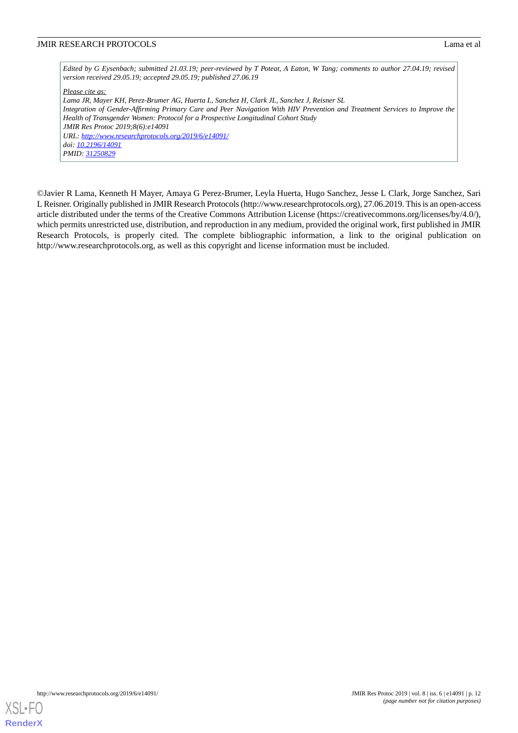*Edited by G Eysenbach; submitted 21.03.19; peer-reviewed by T Poteat, A Eaton, W Tang; comments to author 27.04.19; revised version received 29.05.19; accepted 29.05.19; published 27.06.19*

*Please cite as:*
*Lama JR, Mayer KH, Perez-Brumer AG, Huerta L, Sanchez H, Clark JL, Sanchez J, Reisner SL*
*Integration of Gender-Affirming Primary Care and Peer Navigation With HIV Prevention and Treatment Services to Improve the Health of Transgender Women: Protocol for a Prospective Longitudinal Cohort Study*
*JMIR Res Protoc 2019;8(6):e14091*
*URL: http://www.researchprotocols.org/2019/6/e14091/*
*doi: 10.2196/14091*
*PMID: 31250829*

©Javier R Lama, Kenneth H Mayer, Amaya G Perez-Brumer, Leyla Huerta, Hugo Sanchez, Jesse L Clark, Jorge Sanchez, Sari L Reisner. Originally published in JMIR Research Protocols (http://www.researchprotocols.org), 27.06.2019. This is an open-access article distributed under the terms of the Creative Commons Attribution License (https://creativecommons.org/licenses/by/4.0/), which permits unrestricted use, distribution, and reproduction in any medium, provided the original work, first published in JMIR Research Protocols, is properly cited. The complete bibliographic information, a link to the original publication on http://www.researchprotocols.org, as well as this copyright and license information must be included.